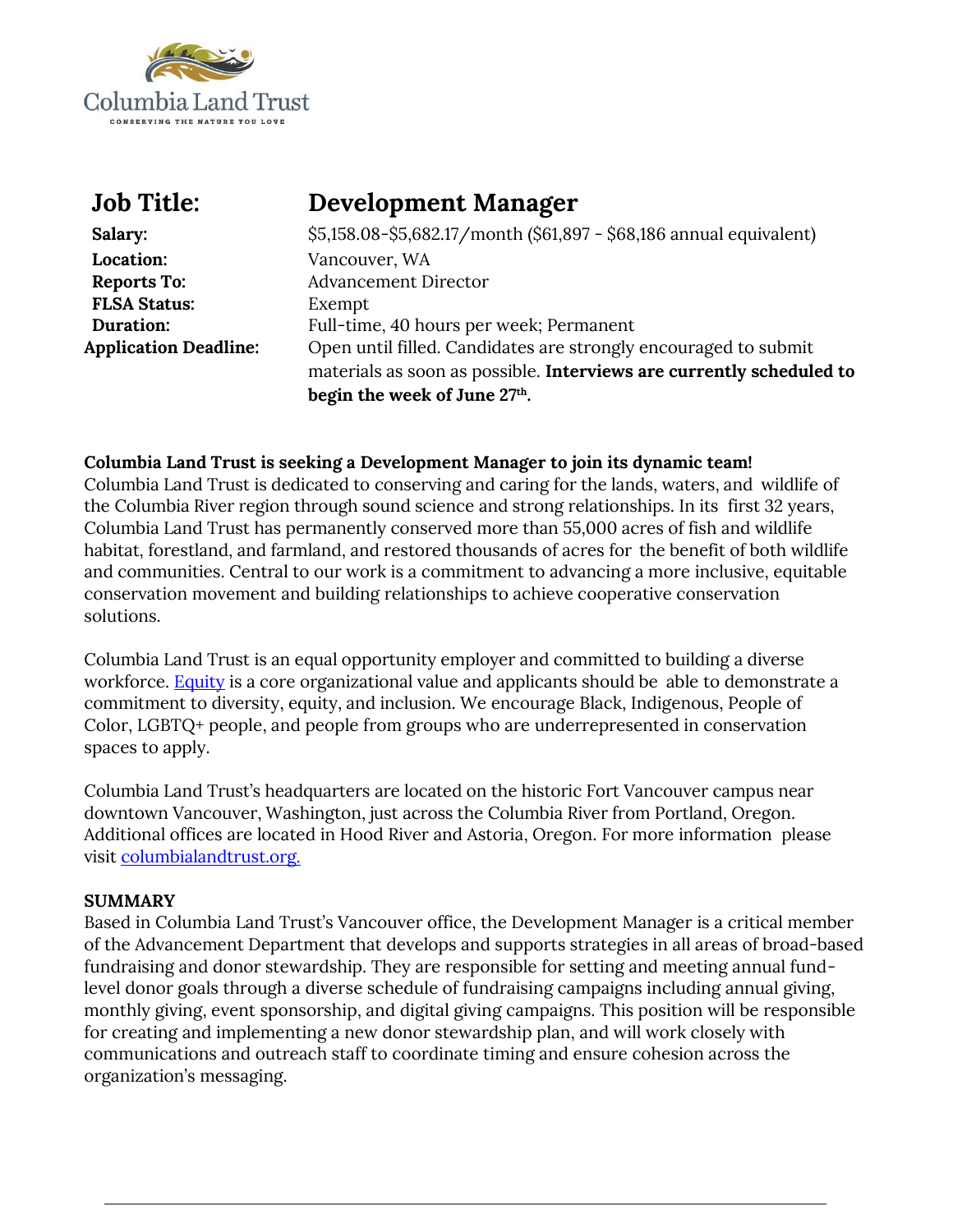Columbia Land Trust

CONSERVING THE NATURE YOU LOVE

# Job Title: Development Manager

**Salary:** $5,158.08-$5,682.17/month ($61,897 - $68,186 annual equivalent)

**Location:** Vancouver, WA

**Reports To:** Advancement Director

**FLSA Status:** Exempt

**Duration:** Full-time, 40 hours per week; Permanent

**Application Deadline:** Open until filled. Candidates are strongly encouraged to submit materials as soon as possible. **Interviews are currently scheduled to begin the week of June 27th.**

**Columbia Land Trust is seeking a Development Manager to join its dynamic team!**

Columbia Land Trust is dedicated to conserving and caring for the lands, waters, and wildlife of the Columbia River region through sound science and strong relationships. In its first 32 years, Columbia Land Trust has permanently conserved more than 55,000 acres of fish and wildlife habitat, forestland, and farmland, and restored thousands of acres for the benefit of both wildlife and communities. Central to our work is a commitment to advancing a more inclusive, equitable conservation movement and building relationships to achieve cooperative conservation solutions.

Columbia Land Trust is an equal opportunity employer and committed to building a diverse workforce. Equity is a core organizational value and applicants should be able to demonstrate a commitment to diversity, equity, and inclusion. We encourage Black, Indigenous, People of Color, LGBTQ+ people, and people from groups who are underrepresented in conservation spaces to apply.

Columbia Land Trust's headquarters are located on the historic Fort Vancouver campus near downtown Vancouver, Washington, just across the Columbia River from Portland, Oregon. Additional offices are located in Hood River and Astoria, Oregon. For more information please visit columbialandtrust.org.

**SUMMARY**

Based in Columbia Land Trust's Vancouver office, the Development Manager is a critical member of the Advancement Department that develops and supports strategies in all areas of broad-based fundraising and donor stewardship. They are responsible for setting and meeting annual fund-level donor goals through a diverse schedule of fundraising campaigns including annual giving, monthly giving, event sponsorship, and digital giving campaigns. This position will be responsible for creating and implementing a new donor stewardship plan, and will work closely with communications and outreach staff to coordinate timing and ensure cohesion across the organization's messaging.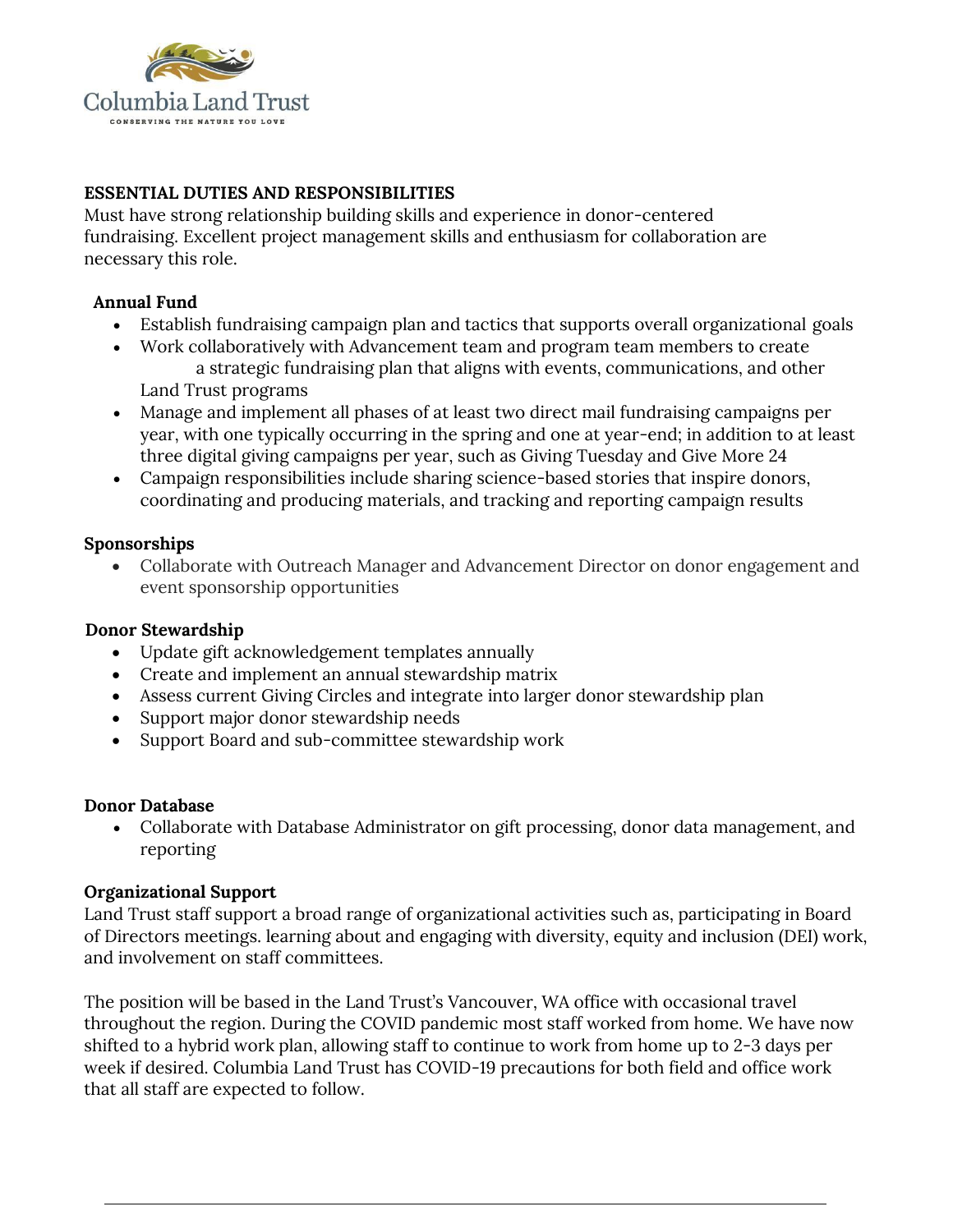**ESSENTIAL DUTIES AND RESPONSIBILITIES**

Must have strong relationship building skills and experience in donor-centered fundraising. Excellent project management skills and enthusiasm for collaboration are necessary this role.

**Annual Fund**

- Establish fundraising campaign plan and tactics that supports overall organizational goals
- Work collaboratively with Advancement team and program team members to create a strategic fundraising plan that aligns with events, communications, and other Land Trust programs
- Manage and implement all phases of at least two direct mail fundraising campaigns per year, with one typically occurring in the spring and one at year-end; in addition to at least three digital giving campaigns per year, such as Giving Tuesday and Give More 24
- Campaign responsibilities include sharing science-based stories that inspire donors, coordinating and producing materials, and tracking and reporting campaign results

**Sponsorships**

- Collaborate with Outreach Manager and Advancement Director on donor engagement and event sponsorship opportunities

**Donor Stewardship**

- Update gift acknowledgement templates annually
- Create and implement an annual stewardship matrix
- Assess current Giving Circles and integrate into larger donor stewardship plan
- Support major donor stewardship needs
- Support Board and sub-committee stewardship work

**Donor Database**

- Collaborate with Database Administrator on gift processing, donor data management, and reporting

**Organizational Support**

Land Trust staff support a broad range of organizational activities such as, participating in Board of Directors meetings. learning about and engaging with diversity, equity and inclusion (DEI) work, and involvement on staff committees.

The position will be based in the Land Trust's Vancouver, WA office with occasional travel throughout the region. During the COVID pandemic most staff worked from home. We have now shifted to a hybrid work plan, allowing staff to continue to work from home up to 2-3 days per week if desired. Columbia Land Trust has COVID-19 precautions for both field and office work that all staff are expected to follow.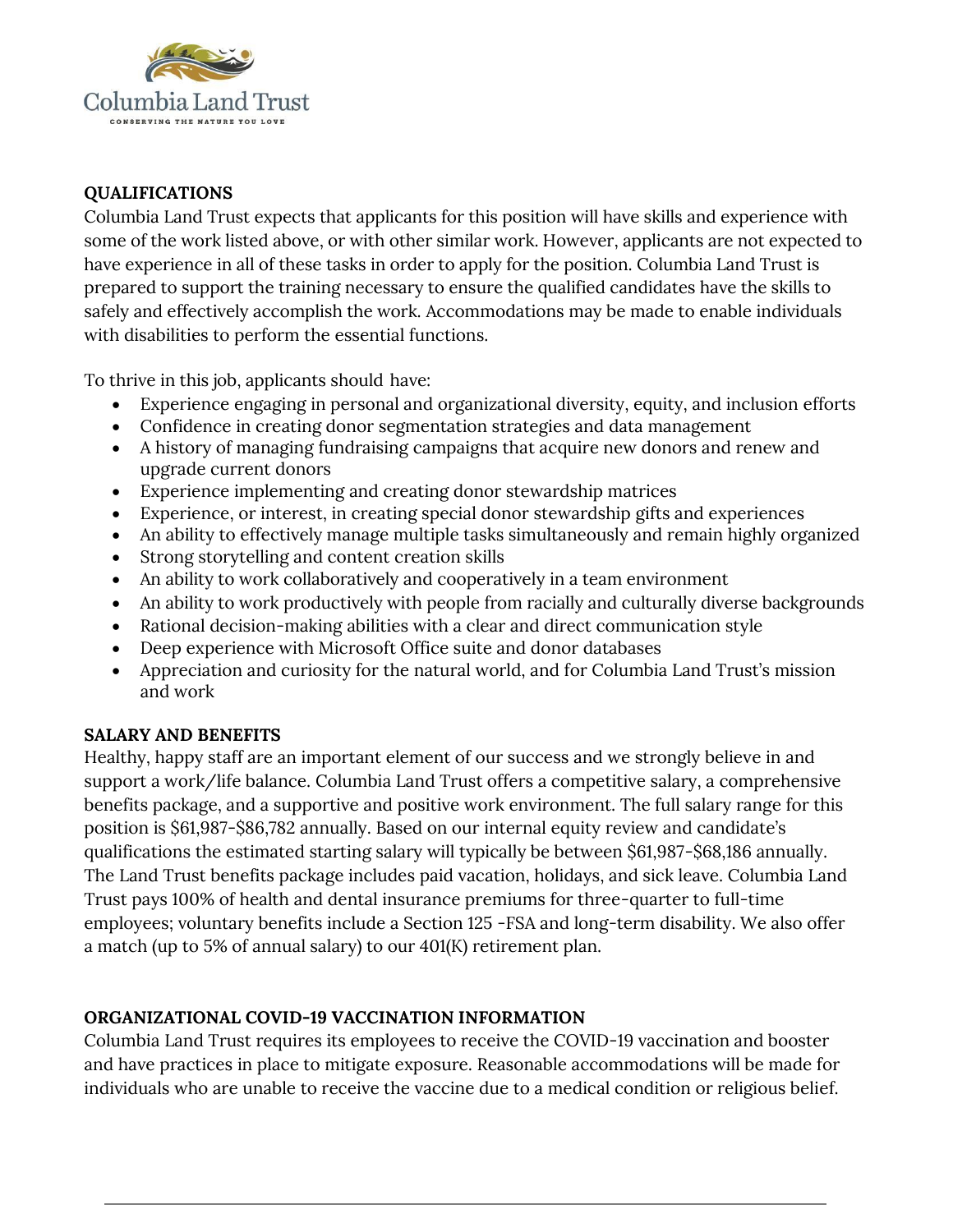## QUALIFICATIONS

Columbia Land Trust expects that applicants for this position will have skills and experience with some of the work listed above, or with other similar work. However, applicants are not expected to have experience in all of these tasks in order to apply for the position. Columbia Land Trust is prepared to support the training necessary to ensure the qualified candidates have the skills to safely and effectively accomplish the work. Accommodations may be made to enable individuals with disabilities to perform the essential functions.

To thrive in this job, applicants should have:

- Experience engaging in personal and organizational diversity, equity, and inclusion efforts
- Confidence in creating donor segmentation strategies and data management
- A history of managing fundraising campaigns that acquire new donors and renew and upgrade current donors
- Experience implementing and creating donor stewardship matrices
- Experience, or interest, in creating special donor stewardship gifts and experiences
- An ability to effectively manage multiple tasks simultaneously and remain highly organized
- Strong storytelling and content creation skills
- An ability to work collaboratively and cooperatively in a team environment
- An ability to work productively with people from racially and culturally diverse backgrounds
- Rational decision-making abilities with a clear and direct communication style
- Deep experience with Microsoft Office suite and donor databases
- Appreciation and curiosity for the natural world, and for Columbia Land Trust's mission and work

## SALARY AND BENEFITS

Healthy, happy staff are an important element of our success and we strongly believe in and support a work/life balance. Columbia Land Trust offers a competitive salary, a comprehensive benefits package, and a supportive and positive work environment. The full salary range for this position is $61,987-$86,782 annually. Based on our internal equity review and candidate's qualifications the estimated starting salary will typically be between $61,987-$68,186 annually. The Land Trust benefits package includes paid vacation, holidays, and sick leave. Columbia Land Trust pays 100% of health and dental insurance premiums for three-quarter to full-time employees; voluntary benefits include a Section 125 -FSA and long-term disability. We also offer a match (up to 5% of annual salary) to our 401(K) retirement plan.

## ORGANIZATIONAL COVID-19 VACCINATION INFORMATION

Columbia Land Trust requires its employees to receive the COVID-19 vaccination and booster and have practices in place to mitigate exposure. Reasonable accommodations will be made for individuals who are unable to receive the vaccine due to a medical condition or religious belief.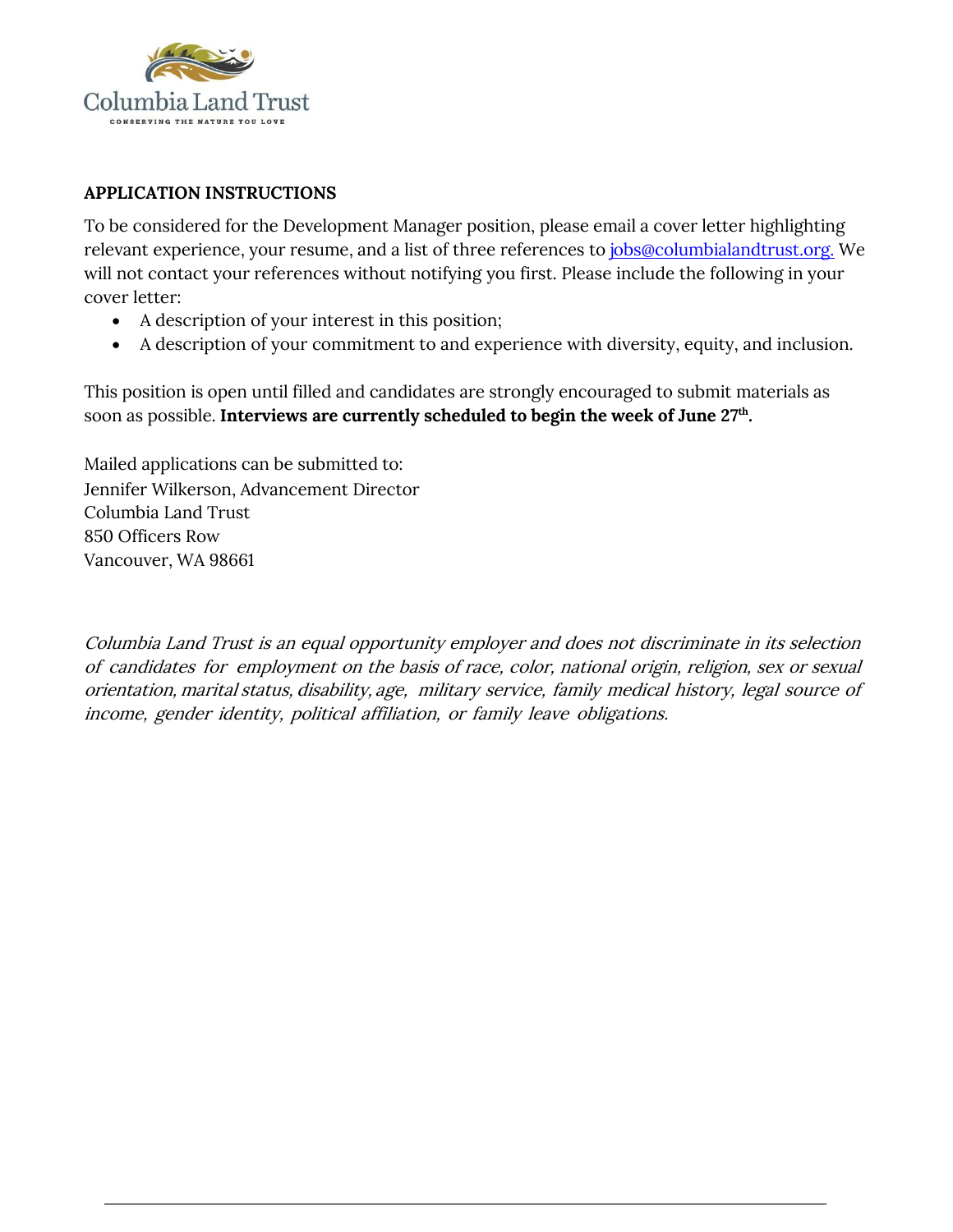Columbia Land Trust

CONSERVING THE NATURE YOU LOVE

**APPLICATION INSTRUCTIONS**

To be considered for the Development Manager position, please email a cover letter highlighting relevant experience, your resume, and a list of three references to jobs@columbialandtrust.org. We will not contact your references without notifying you first. Please include the following in your cover letter:

- A description of your interest in this position;
- A description of your commitment to and experience with diversity, equity, and inclusion.

This position is open until filled and candidates are strongly encouraged to submit materials as soon as possible. **Interviews are currently scheduled to begin the week of June 27th.**

Mailed applications can be submitted to:
Jennifer Wilkerson, Advancement Director
Columbia Land Trust
850 Officers Row
Vancouver, WA 98661

*Columbia Land Trust is an equal opportunity employer and does not discriminate in its selection of candidates for employment on the basis of race, color, national origin, religion, sex or sexual orientation, marital status, disability, age, military service, family medical history, legal source of income, gender identity, political affiliation, or family leave obligations.*